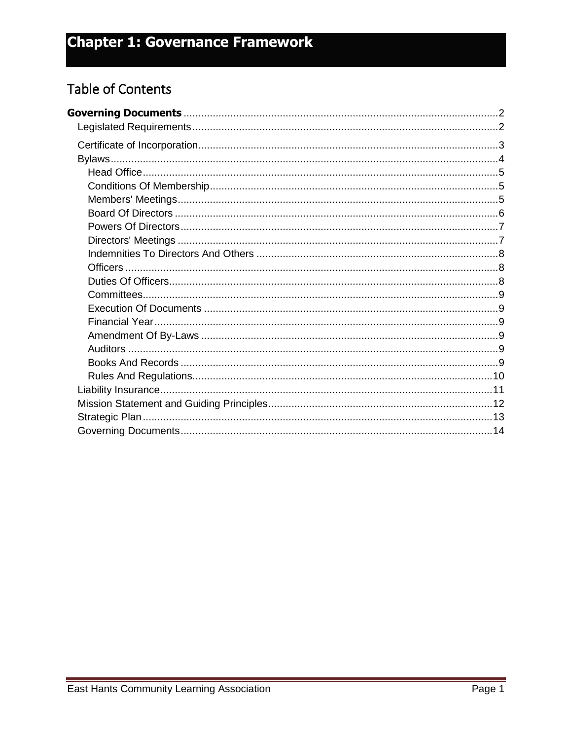# Chapter 1: Governance Framework

## Table of Contents

**Governing Documents** .......... 2

- Legislated Requirements .......... 2
- Certificate of Incorporation .......... 3
- Bylaws .......... 4
  - Head Office .......... 5
  - Conditions Of Membership .......... 5
  - Members' Meetings .......... 5
  - Board Of Directors .......... 6
  - Powers Of Directors .......... 7
  - Directors' Meetings .......... 7
  - Indemnities To Directors And Others .......... 8
  - Officers .......... 8
  - Duties Of Officers .......... 8
  - Committees .......... 9
  - Execution Of Documents .......... 9
  - Financial Year .......... 9
  - Amendment Of By-Laws .......... 9
  - Auditors .......... 9
  - Books And Records .......... 9
  - Rules And Regulations .......... 10
- Liability Insurance .......... 11
- Mission Statement and Guiding Principles .......... 12
- Strategic Plan .......... 13
- Governing Documents .......... 14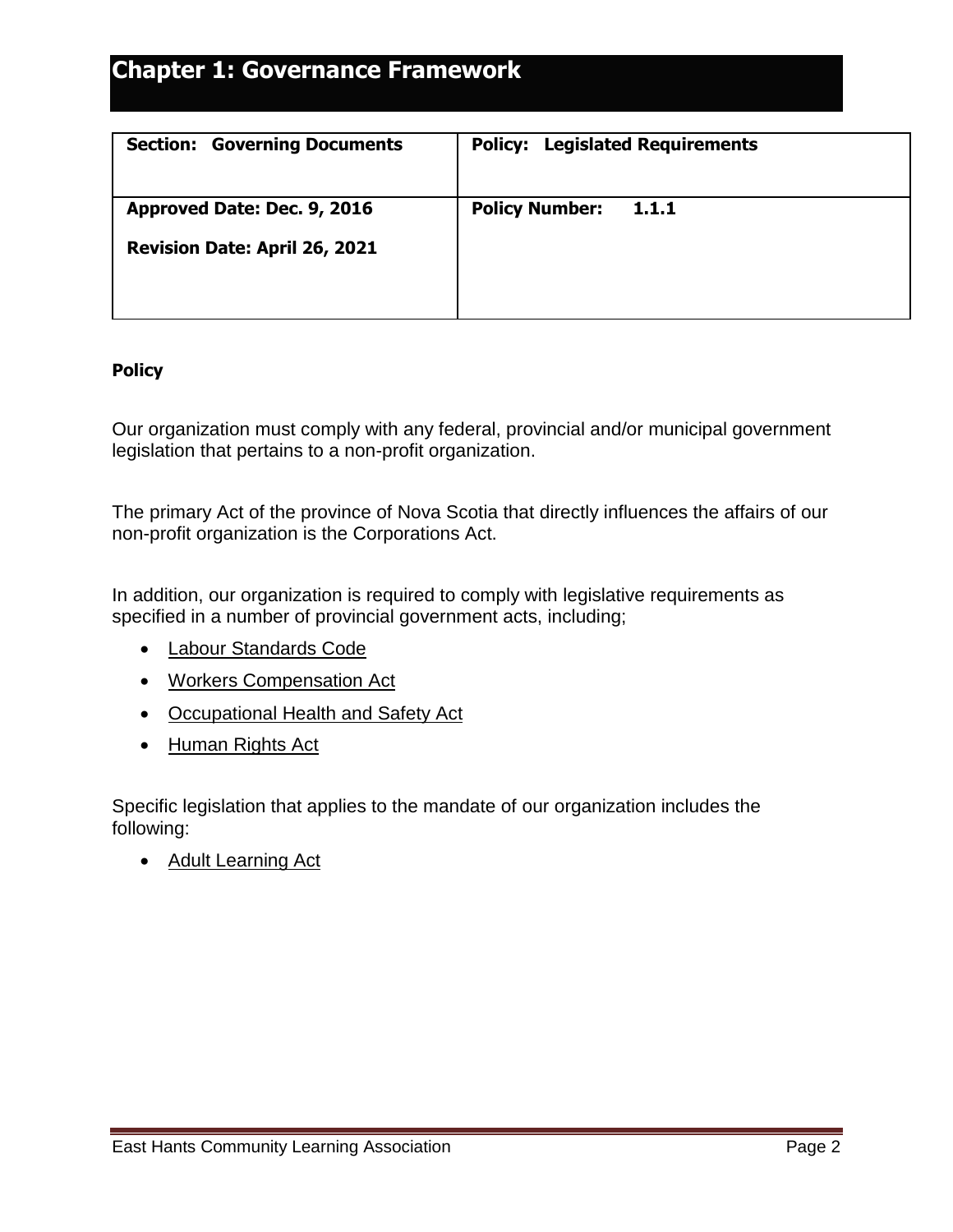# Chapter 1: Governance Framework

| | |
|---|---|
| **Section: Governing Documents** | **Policy: Legislated Requirements** |
| **Approved Date: Dec. 9, 2016**<br>**Revision Date: April 26, 2021** | **Policy Number: 1.1.1** |

**Policy**

Our organization must comply with any federal, provincial and/or municipal government legislation that pertains to a non-profit organization.

The primary Act of the province of Nova Scotia that directly influences the affairs of our non-profit organization is the Corporations Act.

In addition, our organization is required to comply with legislative requirements as specified in a number of provincial government acts, including;

- Labour Standards Code
- Workers Compensation Act
- Occupational Health and Safety Act
- Human Rights Act

Specific legislation that applies to the mandate of our organization includes the following:

- Adult Learning Act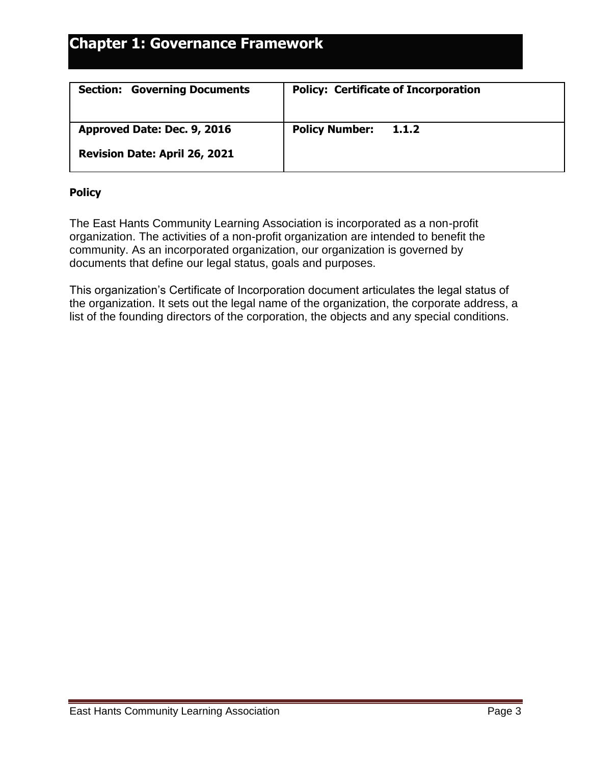# Chapter 1: Governance Framework

| | |
|---|---|
| **Section: Governing Documents** | **Policy: Certificate of Incorporation** |
| **Approved Date: Dec. 9, 2016**<br>**Revision Date: April 26, 2021** | **Policy Number: 1.1.2** |

**Policy**

The East Hants Community Learning Association is incorporated as a non-profit organization. The activities of a non-profit organization are intended to benefit the community. As an incorporated organization, our organization is governed by documents that define our legal status, goals and purposes.

This organization's Certificate of Incorporation document articulates the legal status of the organization. It sets out the legal name of the organization, the corporate address, a list of the founding directors of the corporation, the objects and any special conditions.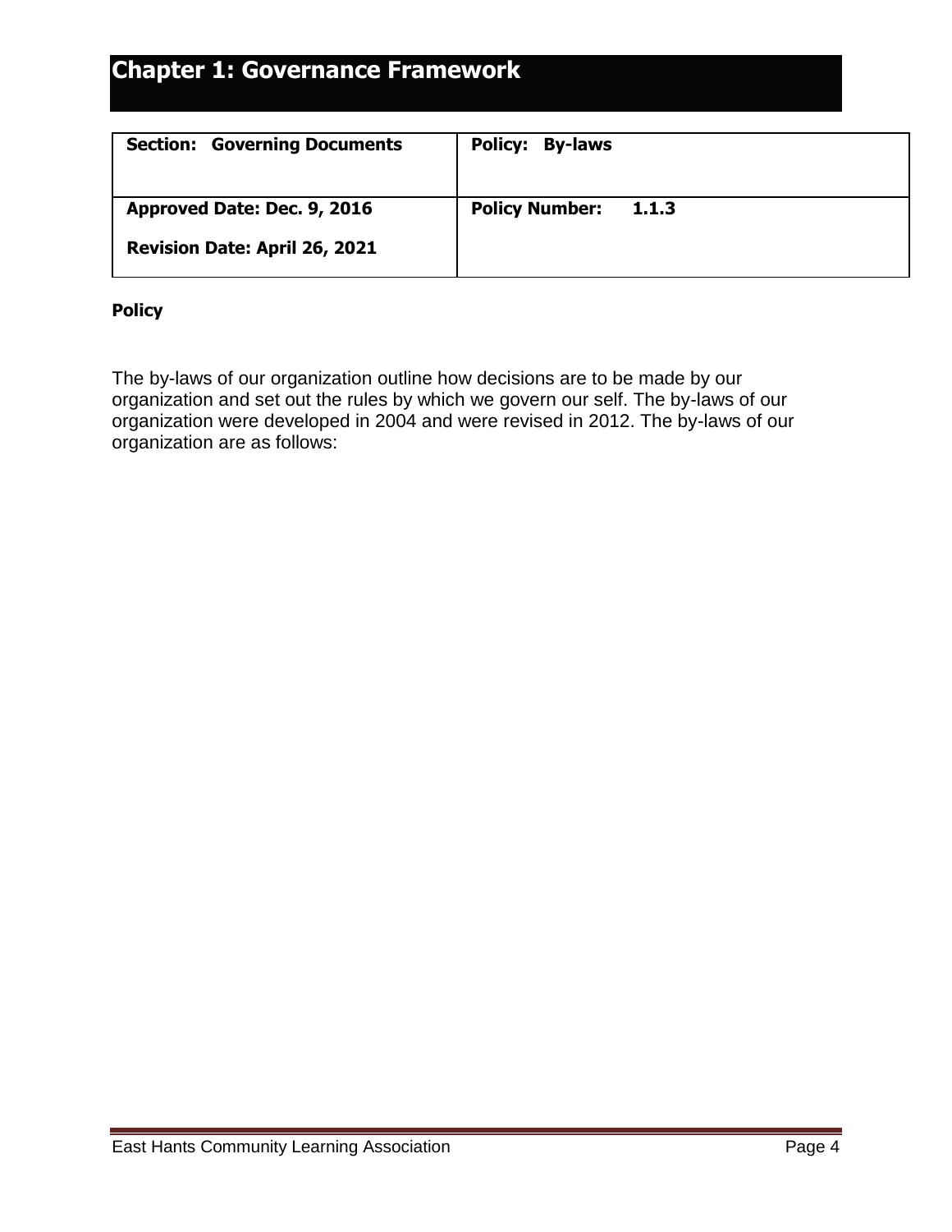# Chapter 1: Governance Framework

| | |
|---|---|
| **Section: Governing Documents** | **Policy: By-laws** |
| **Approved Date: Dec. 9, 2016**<br>**Revision Date: April 26, 2021** | **Policy Number: 1.1.3** |

**Policy**

The by-laws of our organization outline how decisions are to be made by our organization and set out the rules by which we govern our self. The by-laws of our organization were developed in 2004 and were revised in 2012. The by-laws of our organization are as follows: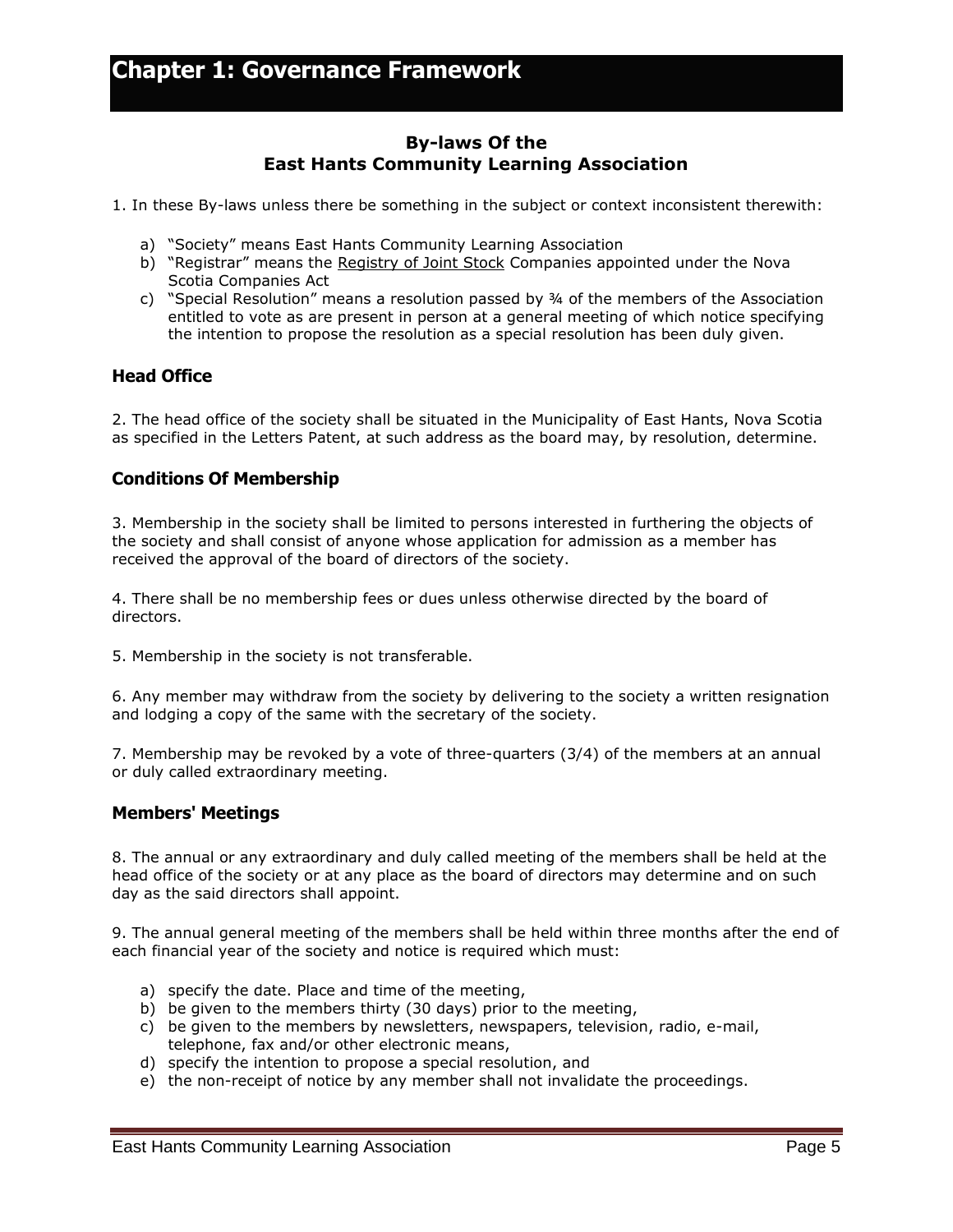# Chapter 1: Governance Framework

## By-laws Of the
## East Hants Community Learning Association

1. In these By-laws unless there be something in the subject or context inconsistent therewith:

a) "Society" means East Hants Community Learning Association
b) "Registrar" means the Registry of Joint Stock Companies appointed under the Nova Scotia Companies Act
c) "Special Resolution" means a resolution passed by ¾ of the members of the Association entitled to vote as are present in person at a general meeting of which notice specifying the intention to propose the resolution as a special resolution has been duly given.

### Head Office

2. The head office of the society shall be situated in the Municipality of East Hants, Nova Scotia as specified in the Letters Patent, at such address as the board may, by resolution, determine.

### Conditions Of Membership

3. Membership in the society shall be limited to persons interested in furthering the objects of the society and shall consist of anyone whose application for admission as a member has received the approval of the board of directors of the society.

4. There shall be no membership fees or dues unless otherwise directed by the board of directors.

5. Membership in the society is not transferable.

6. Any member may withdraw from the society by delivering to the society a written resignation and lodging a copy of the same with the secretary of the society.

7. Membership may be revoked by a vote of three-quarters (3/4) of the members at an annual or duly called extraordinary meeting.

### Members' Meetings

8. The annual or any extraordinary and duly called meeting of the members shall be held at the head office of the society or at any place as the board of directors may determine and on such day as the said directors shall appoint.

9. The annual general meeting of the members shall be held within three months after the end of each financial year of the society and notice is required which must:

a) specify the date. Place and time of the meeting,
b) be given to the members thirty (30 days) prior to the meeting,
c) be given to the members by newsletters, newspapers, television, radio, e-mail, telephone, fax and/or other electronic means,
d) specify the intention to propose a special resolution, and
e) the non-receipt of notice by any member shall not invalidate the proceedings.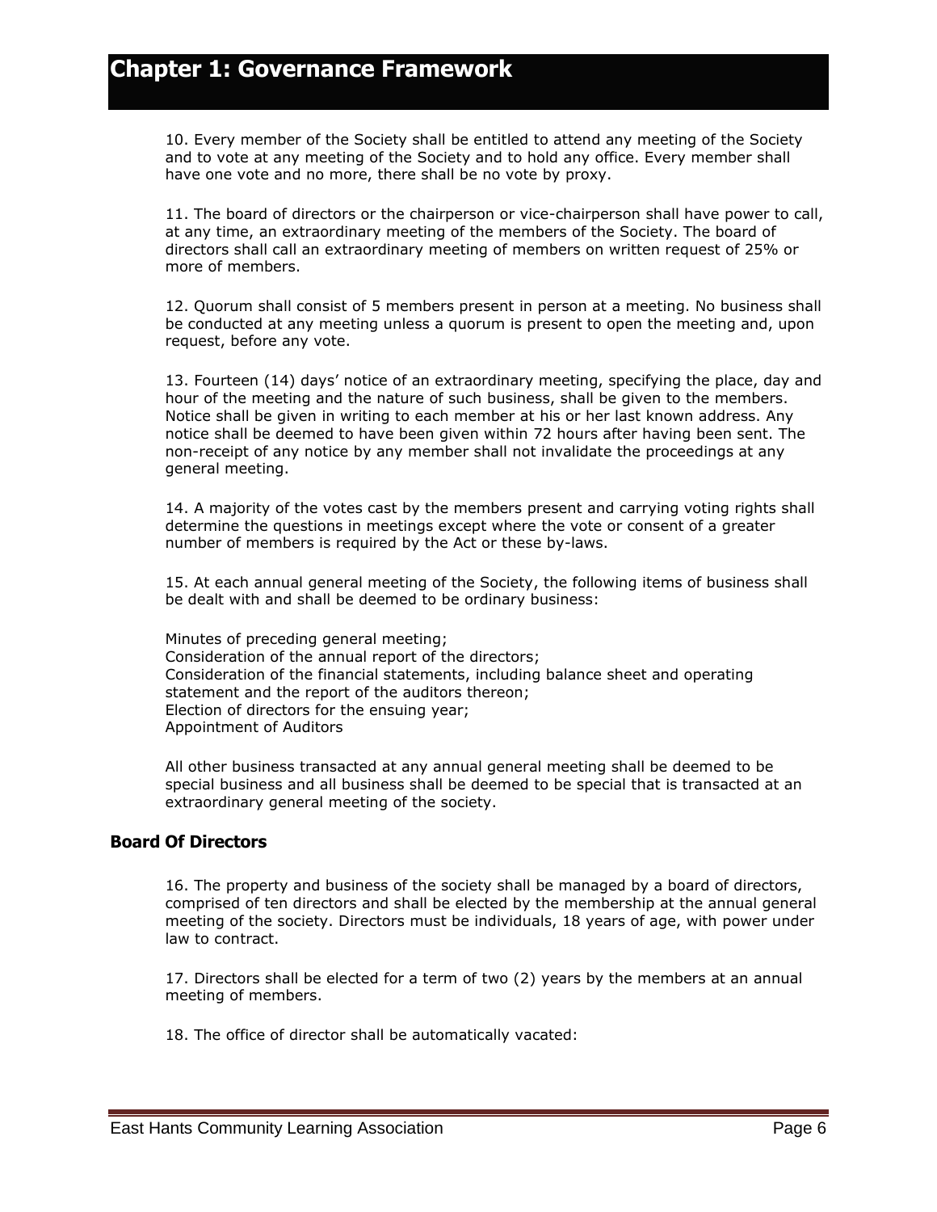# Chapter 1: Governance Framework

10. Every member of the Society shall be entitled to attend any meeting of the Society and to vote at any meeting of the Society and to hold any office. Every member shall have one vote and no more, there shall be no vote by proxy.

11. The board of directors or the chairperson or vice-chairperson shall have power to call, at any time, an extraordinary meeting of the members of the Society. The board of directors shall call an extraordinary meeting of members on written request of 25% or more of members.

12. Quorum shall consist of 5 members present in person at a meeting. No business shall be conducted at any meeting unless a quorum is present to open the meeting and, upon request, before any vote.

13. Fourteen (14) days' notice of an extraordinary meeting, specifying the place, day and hour of the meeting and the nature of such business, shall be given to the members. Notice shall be given in writing to each member at his or her last known address. Any notice shall be deemed to have been given within 72 hours after having been sent. The non-receipt of any notice by any member shall not invalidate the proceedings at any general meeting.

14. A majority of the votes cast by the members present and carrying voting rights shall determine the questions in meetings except where the vote or consent of a greater number of members is required by the Act or these by-laws.

15. At each annual general meeting of the Society, the following items of business shall be dealt with and shall be deemed to be ordinary business:

Minutes of preceding general meeting;
Consideration of the annual report of the directors;
Consideration of the financial statements, including balance sheet and operating statement and the report of the auditors thereon;
Election of directors for the ensuing year;
Appointment of Auditors

All other business transacted at any annual general meeting shall be deemed to be special business and all business shall be deemed to be special that is transacted at an extraordinary general meeting of the society.

### Board Of Directors

16. The property and business of the society shall be managed by a board of directors, comprised of ten directors and shall be elected by the membership at the annual general meeting of the society. Directors must be individuals, 18 years of age, with power under law to contract.

17. Directors shall be elected for a term of two (2) years by the members at an annual meeting of members.

18. The office of director shall be automatically vacated: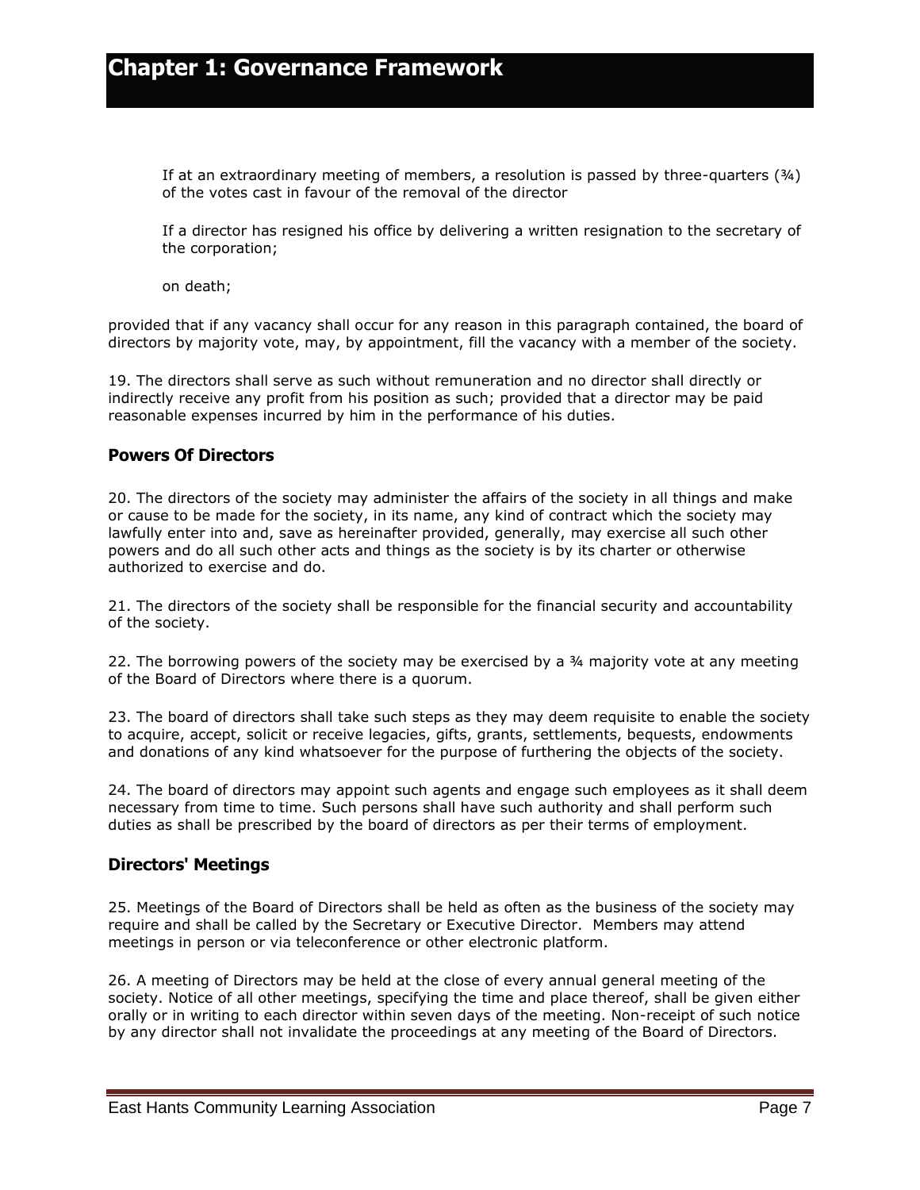# Chapter 1: Governance Framework

If at an extraordinary meeting of members, a resolution is passed by three-quarters (¾) of the votes cast in favour of the removal of the director

If a director has resigned his office by delivering a written resignation to the secretary of the corporation;

on death;

provided that if any vacancy shall occur for any reason in this paragraph contained, the board of directors by majority vote, may, by appointment, fill the vacancy with a member of the society.

19. The directors shall serve as such without remuneration and no director shall directly or indirectly receive any profit from his position as such; provided that a director may be paid reasonable expenses incurred by him in the performance of his duties.

### Powers Of Directors

20. The directors of the society may administer the affairs of the society in all things and make or cause to be made for the society, in its name, any kind of contract which the society may lawfully enter into and, save as hereinafter provided, generally, may exercise all such other powers and do all such other acts and things as the society is by its charter or otherwise authorized to exercise and do.

21. The directors of the society shall be responsible for the financial security and accountability of the society.

22. The borrowing powers of the society may be exercised by a ¾ majority vote at any meeting of the Board of Directors where there is a quorum.

23. The board of directors shall take such steps as they may deem requisite to enable the society to acquire, accept, solicit or receive legacies, gifts, grants, settlements, bequests, endowments and donations of any kind whatsoever for the purpose of furthering the objects of the society.

24. The board of directors may appoint such agents and engage such employees as it shall deem necessary from time to time. Such persons shall have such authority and shall perform such duties as shall be prescribed by the board of directors as per their terms of employment.

### Directors' Meetings

25. Meetings of the Board of Directors shall be held as often as the business of the society may require and shall be called by the Secretary or Executive Director. Members may attend meetings in person or via teleconference or other electronic platform.

26. A meeting of Directors may be held at the close of every annual general meeting of the society. Notice of all other meetings, specifying the time and place thereof, shall be given either orally or in writing to each director within seven days of the meeting. Non-receipt of such notice by any director shall not invalidate the proceedings at any meeting of the Board of Directors.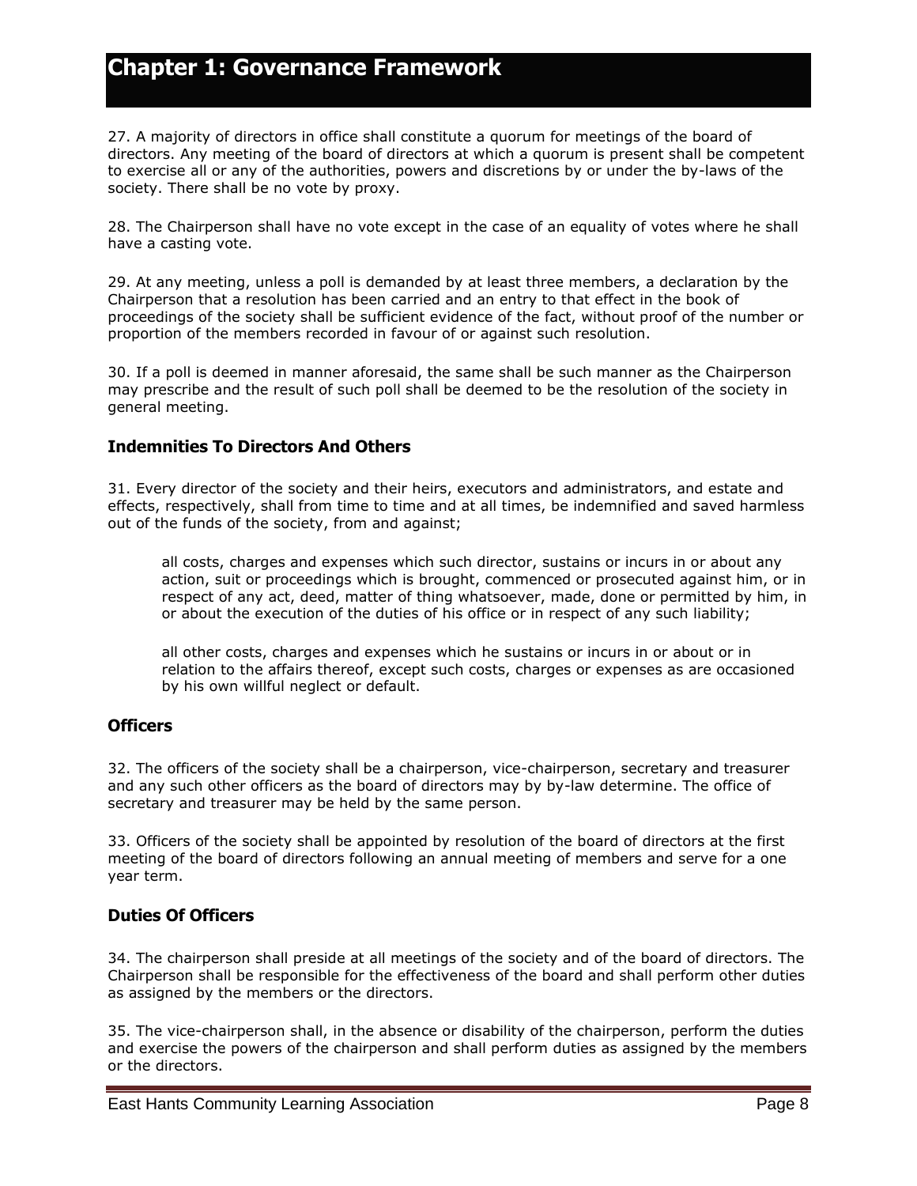# Chapter 1: Governance Framework

27. A majority of directors in office shall constitute a quorum for meetings of the board of directors. Any meeting of the board of directors at which a quorum is present shall be competent to exercise all or any of the authorities, powers and discretions by or under the by-laws of the society. There shall be no vote by proxy.

28. The Chairperson shall have no vote except in the case of an equality of votes where he shall have a casting vote.

29. At any meeting, unless a poll is demanded by at least three members, a declaration by the Chairperson that a resolution has been carried and an entry to that effect in the book of proceedings of the society shall be sufficient evidence of the fact, without proof of the number or proportion of the members recorded in favour of or against such resolution.

30. If a poll is deemed in manner aforesaid, the same shall be such manner as the Chairperson may prescribe and the result of such poll shall be deemed to be the resolution of the society in general meeting.

### Indemnities To Directors And Others

31. Every director of the society and their heirs, executors and administrators, and estate and effects, respectively, shall from time to time and at all times, be indemnified and saved harmless out of the funds of the society, from and against;

> all costs, charges and expenses which such director, sustains or incurs in or about any action, suit or proceedings which is brought, commenced or prosecuted against him, or in respect of any act, deed, matter of thing whatsoever, made, done or permitted by him, in or about the execution of the duties of his office or in respect of any such liability;
>
> all other costs, charges and expenses which he sustains or incurs in or about or in relation to the affairs thereof, except such costs, charges or expenses as are occasioned by his own willful neglect or default.

### Officers

32. The officers of the society shall be a chairperson, vice-chairperson, secretary and treasurer and any such other officers as the board of directors may by by-law determine. The office of secretary and treasurer may be held by the same person.

33. Officers of the society shall be appointed by resolution of the board of directors at the first meeting of the board of directors following an annual meeting of members and serve for a one year term.

### Duties Of Officers

34. The chairperson shall preside at all meetings of the society and of the board of directors. The Chairperson shall be responsible for the effectiveness of the board and shall perform other duties as assigned by the members or the directors.

35. The vice-chairperson shall, in the absence or disability of the chairperson, perform the duties and exercise the powers of the chairperson and shall perform duties as assigned by the members or the directors.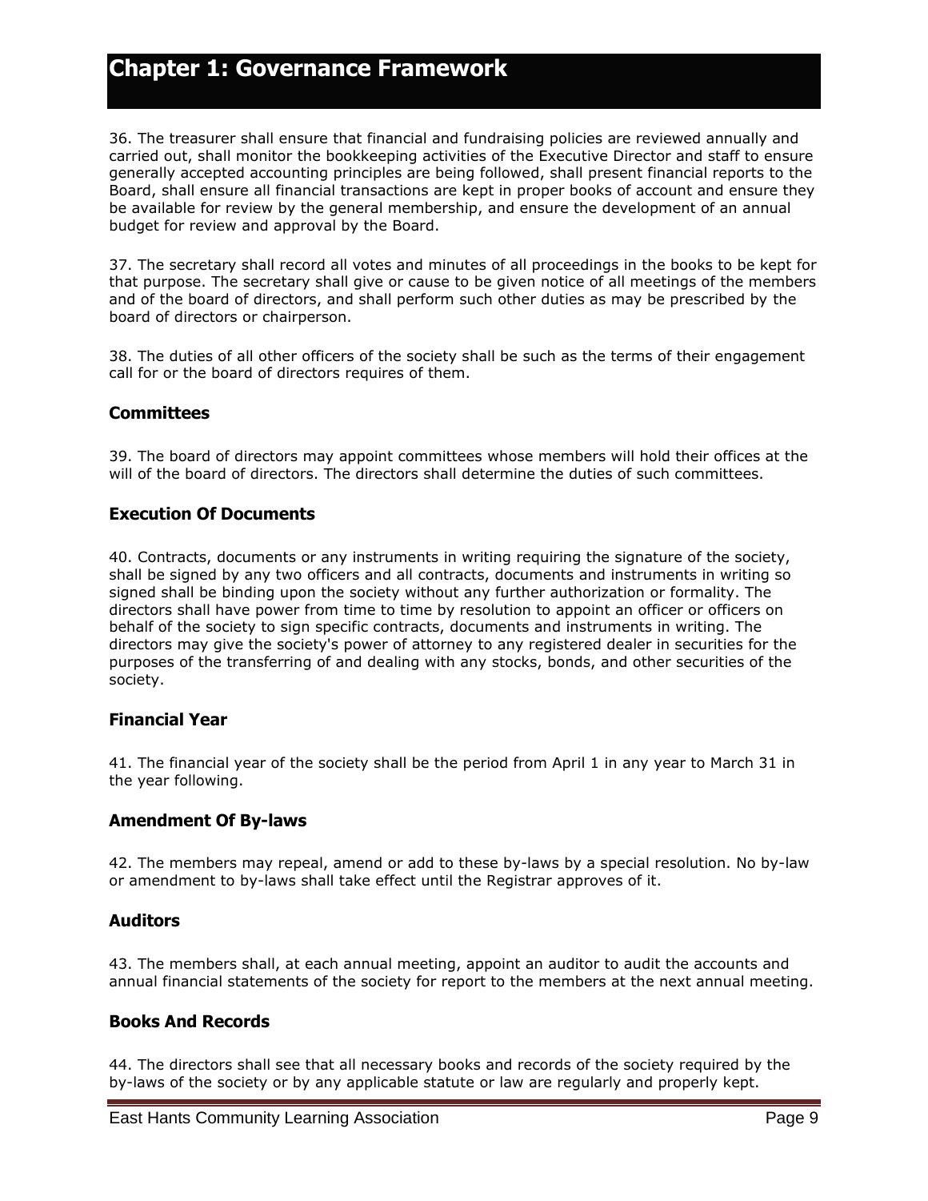# Chapter 1: Governance Framework

36. The treasurer shall ensure that financial and fundraising policies are reviewed annually and carried out, shall monitor the bookkeeping activities of the Executive Director and staff to ensure generally accepted accounting principles are being followed, shall present financial reports to the Board, shall ensure all financial transactions are kept in proper books of account and ensure they be available for review by the general membership, and ensure the development of an annual budget for review and approval by the Board.

37. The secretary shall record all votes and minutes of all proceedings in the books to be kept for that purpose. The secretary shall give or cause to be given notice of all meetings of the members and of the board of directors, and shall perform such other duties as may be prescribed by the board of directors or chairperson.

38. The duties of all other officers of the society shall be such as the terms of their engagement call for or the board of directors requires of them.

### Committees

39. The board of directors may appoint committees whose members will hold their offices at the will of the board of directors. The directors shall determine the duties of such committees.

### Execution Of Documents

40. Contracts, documents or any instruments in writing requiring the signature of the society, shall be signed by any two officers and all contracts, documents and instruments in writing so signed shall be binding upon the society without any further authorization or formality. The directors shall have power from time to time by resolution to appoint an officer or officers on behalf of the society to sign specific contracts, documents and instruments in writing. The directors may give the society's power of attorney to any registered dealer in securities for the purposes of the transferring of and dealing with any stocks, bonds, and other securities of the society.

### Financial Year

41. The financial year of the society shall be the period from April 1 in any year to March 31 in the year following.

### Amendment Of By-laws

42. The members may repeal, amend or add to these by-laws by a special resolution. No by-law or amendment to by-laws shall take effect until the Registrar approves of it.

### Auditors

43. The members shall, at each annual meeting, appoint an auditor to audit the accounts and annual financial statements of the society for report to the members at the next annual meeting.

### Books And Records

44. The directors shall see that all necessary books and records of the society required by the by-laws of the society or by any applicable statute or law are regularly and properly kept.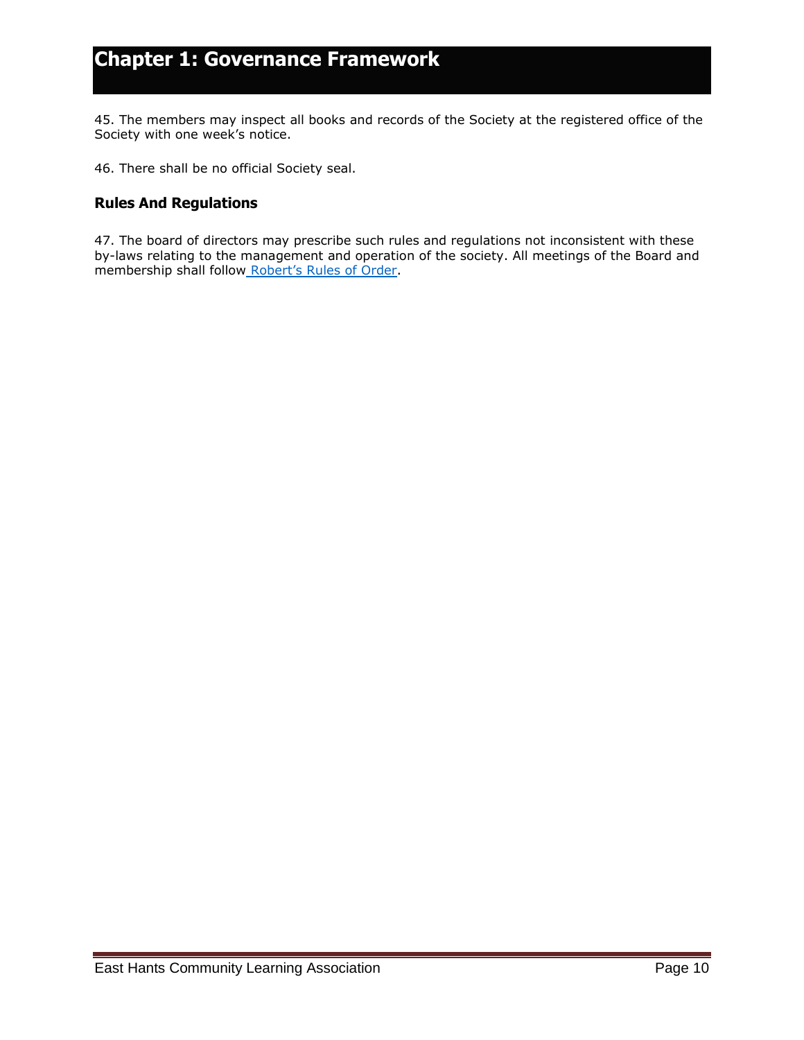# Chapter 1: Governance Framework

45. The members may inspect all books and records of the Society at the registered office of the Society with one week's notice.

46. There shall be no official Society seal.

### Rules And Regulations

47. The board of directors may prescribe such rules and regulations not inconsistent with these by-laws relating to the management and operation of the society. All meetings of the Board and membership shall follow Robert's Rules of Order.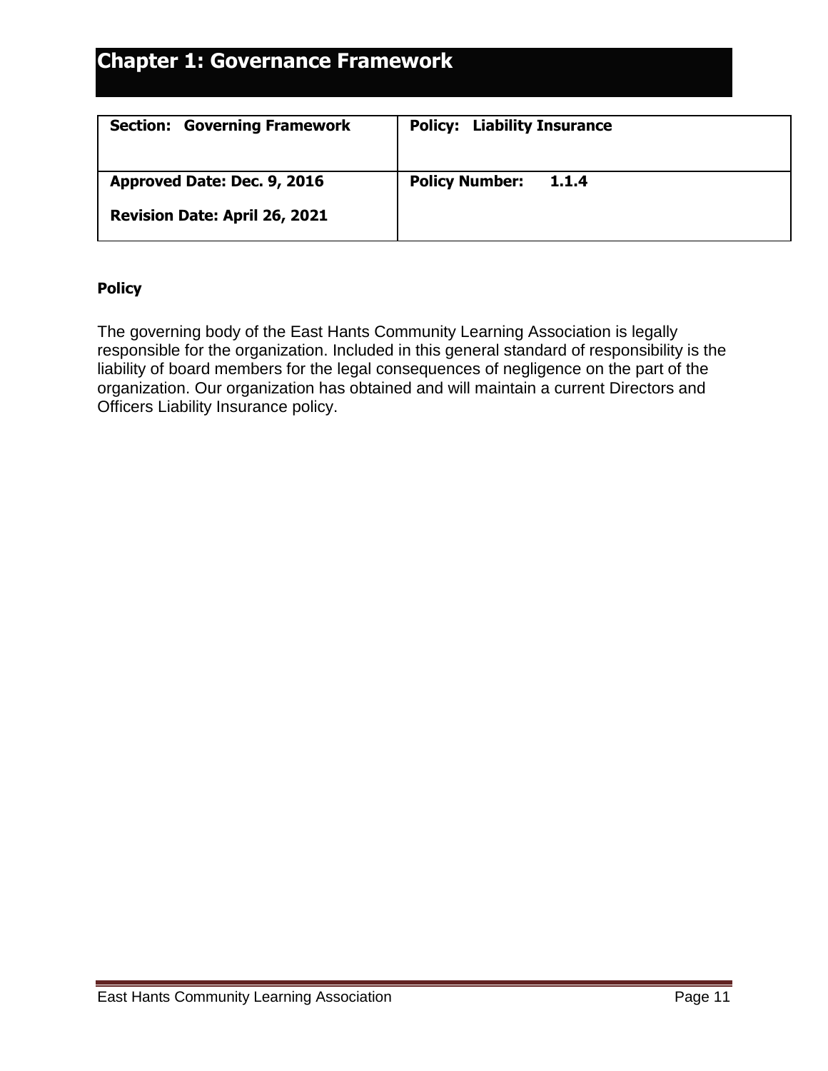# Chapter 1: Governance Framework

| | |
|---|---|
| **Section: Governing Framework** | **Policy: Liability Insurance** |
| **Approved Date: Dec. 9, 2016**<br>**Revision Date: April 26, 2021** | **Policy Number: 1.1.4** |

**Policy**

The governing body of the East Hants Community Learning Association is legally responsible for the organization. Included in this general standard of responsibility is the liability of board members for the legal consequences of negligence on the part of the organization. Our organization has obtained and will maintain a current Directors and Officers Liability Insurance policy.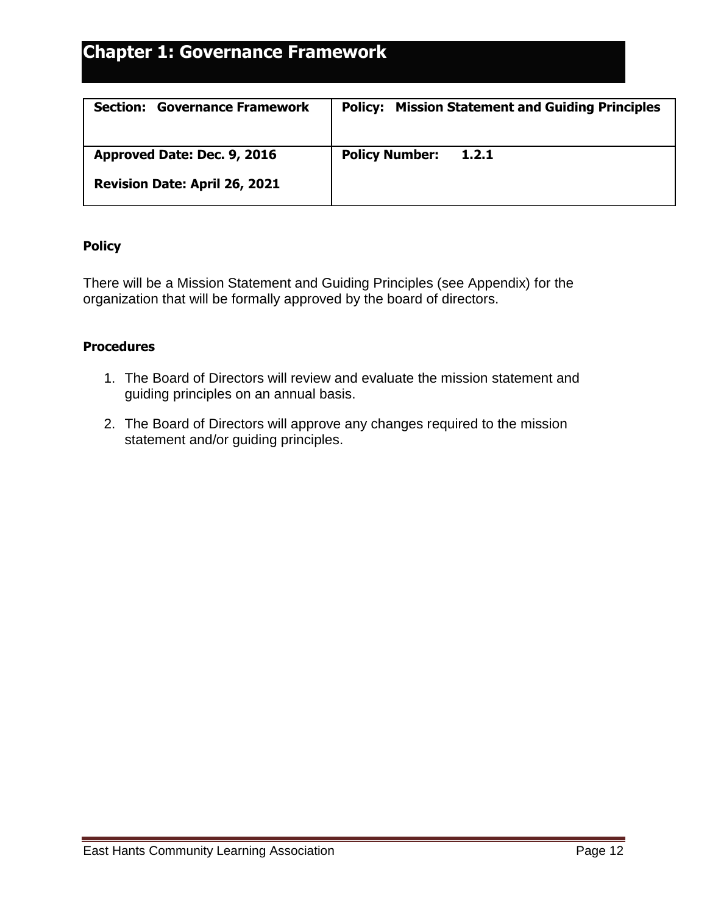# Chapter 1: Governance Framework

| | |
|---|---|
| **Section: Governance Framework** | **Policy: Mission Statement and Guiding Principles** |
| **Approved Date: Dec. 9, 2016**<br><br>**Revision Date: April 26, 2021** | **Policy Number: 1.2.1** |

**Policy**

There will be a Mission Statement and Guiding Principles (see Appendix) for the organization that will be formally approved by the board of directors.

**Procedures**

1. The Board of Directors will review and evaluate the mission statement and guiding principles on an annual basis.
2. The Board of Directors will approve any changes required to the mission statement and/or guiding principles.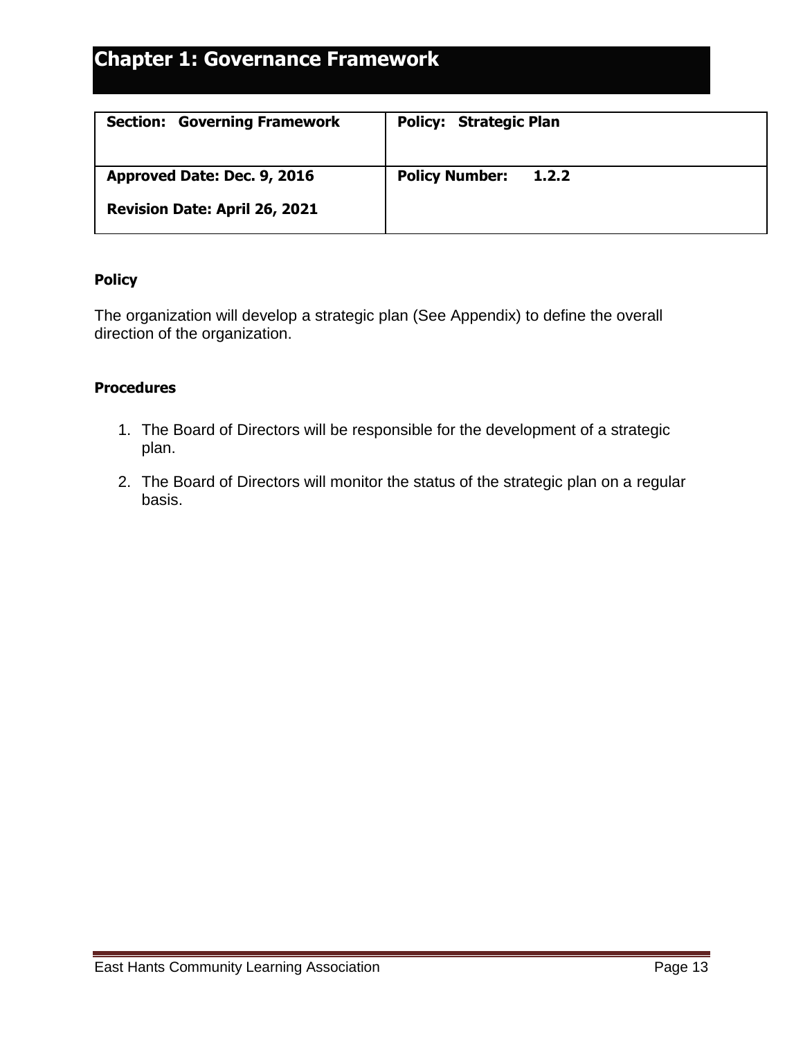# Chapter 1: Governance Framework

| | |
|---|---|
| **Section: Governing Framework** | **Policy: Strategic Plan** |
| **Approved Date: Dec. 9, 2016**<br><br>**Revision Date: April 26, 2021** | **Policy Number: 1.2.2** |

**Policy**

The organization will develop a strategic plan (See Appendix) to define the overall direction of the organization.

**Procedures**

1. The Board of Directors will be responsible for the development of a strategic plan.
2. The Board of Directors will monitor the status of the strategic plan on a regular basis.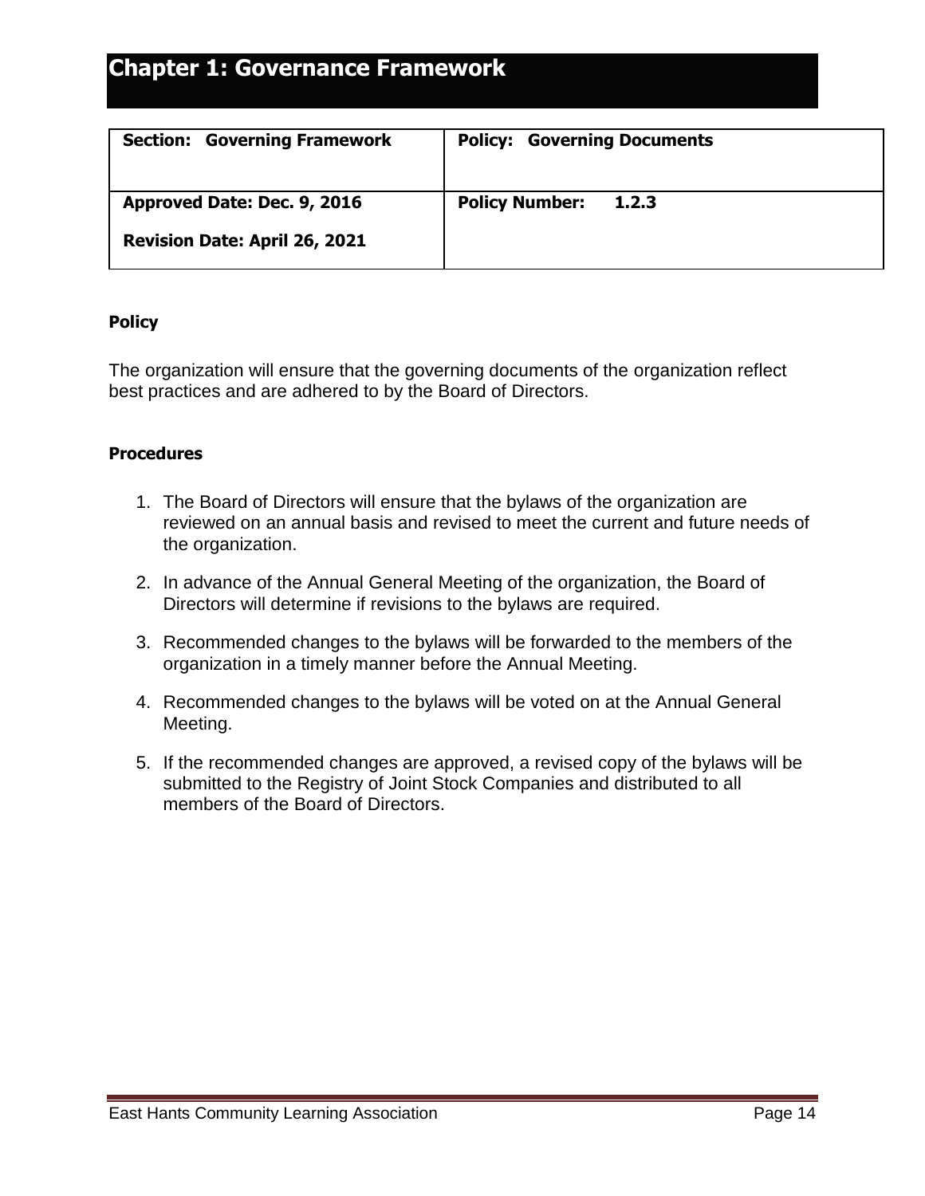# Chapter 1: Governance Framework

| | |
|---|---|
| **Section: Governing Framework** | **Policy: Governing Documents** |
| **Approved Date: Dec. 9, 2016**<br><br>**Revision Date: April 26, 2021** | **Policy Number: 1.2.3** |

**Policy**

The organization will ensure that the governing documents of the organization reflect best practices and are adhered to by the Board of Directors.

**Procedures**

1. The Board of Directors will ensure that the bylaws of the organization are reviewed on an annual basis and revised to meet the current and future needs of the organization.

2. In advance of the Annual General Meeting of the organization, the Board of Directors will determine if revisions to the bylaws are required.

3. Recommended changes to the bylaws will be forwarded to the members of the organization in a timely manner before the Annual Meeting.

4. Recommended changes to the bylaws will be voted on at the Annual General Meeting.

5. If the recommended changes are approved, a revised copy of the bylaws will be submitted to the Registry of Joint Stock Companies and distributed to all members of the Board of Directors.